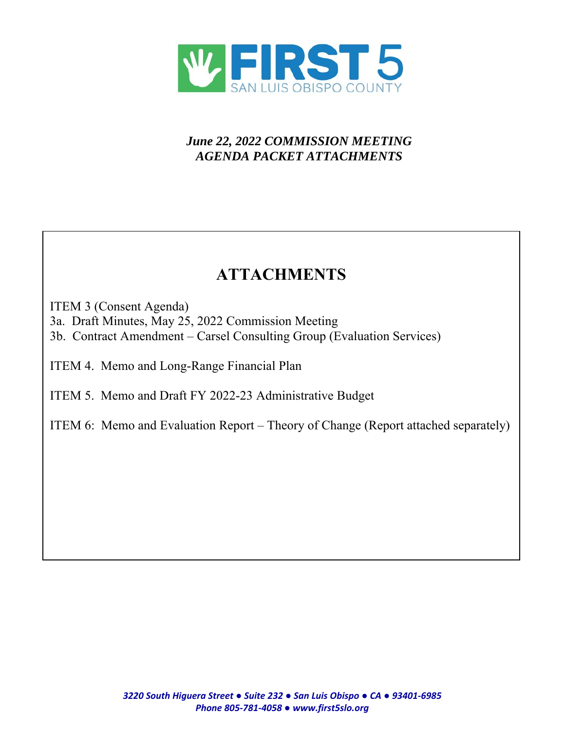FIRST 5
SAN LUIS OBISPO COUNTY

*June 22, 2022 COMMISSION MEETING*
*AGENDA PACKET ATTACHMENTS*

# ATTACHMENTS

ITEM 3 (Consent Agenda)
3a. Draft Minutes, May 25, 2022 Commission Meeting
3b. Contract Amendment – Carsel Consulting Group (Evaluation Services)

ITEM 4. Memo and Long-Range Financial Plan

ITEM 5. Memo and Draft FY 2022-23 Administrative Budget

ITEM 6: Memo and Evaluation Report – Theory of Change (Report attached separately)

*3220 South Higuera Street ● Suite 232 ● San Luis Obispo ● CA ● 93401-6985*
*Phone 805-781-4058 ● www.first5slo.org*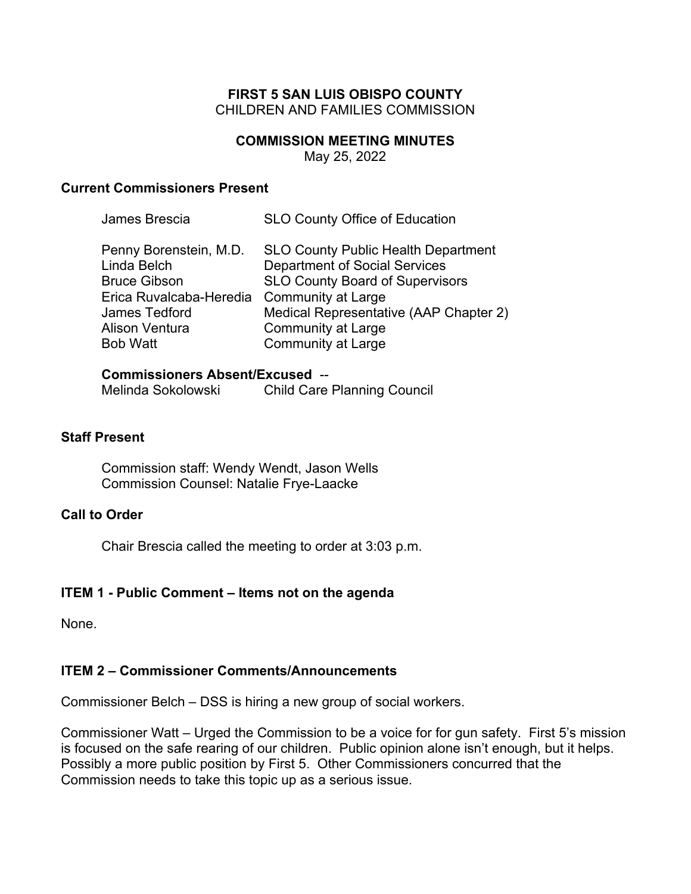**FIRST 5 SAN LUIS OBISPO COUNTY**
CHILDREN AND FAMILIES COMMISSION

**COMMISSION MEETING MINUTES**
May 25, 2022

### Current Commissioners Present

| | |
|---|---|
| James Brescia | SLO County Office of Education |
| Penny Borenstein, M.D. | SLO County Public Health Department |
| Linda Belch | Department of Social Services |
| Bruce Gibson | SLO County Board of Supervisors |
| Erica Ruvalcaba-Heredia | Community at Large |
| James Tedford | Medical Representative (AAP Chapter 2) |
| Alison Ventura | Community at Large |
| Bob Watt | Community at Large |

**Commissioners Absent/Excused** --
Melinda Sokolowski Child Care Planning Council

### Staff Present

Commission staff: Wendy Wendt, Jason Wells
Commission Counsel: Natalie Frye-Laacke

### Call to Order

Chair Brescia called the meeting to order at 3:03 p.m.

### ITEM 1 - Public Comment – Items not on the agenda

None.

### ITEM 2 – Commissioner Comments/Announcements

Commissioner Belch – DSS is hiring a new group of social workers.

Commissioner Watt – Urged the Commission to be a voice for for gun safety. First 5's mission is focused on the safe rearing of our children. Public opinion alone isn't enough, but it helps. Possibly a more public position by First 5. Other Commissioners concurred that the Commission needs to take this topic up as a serious issue.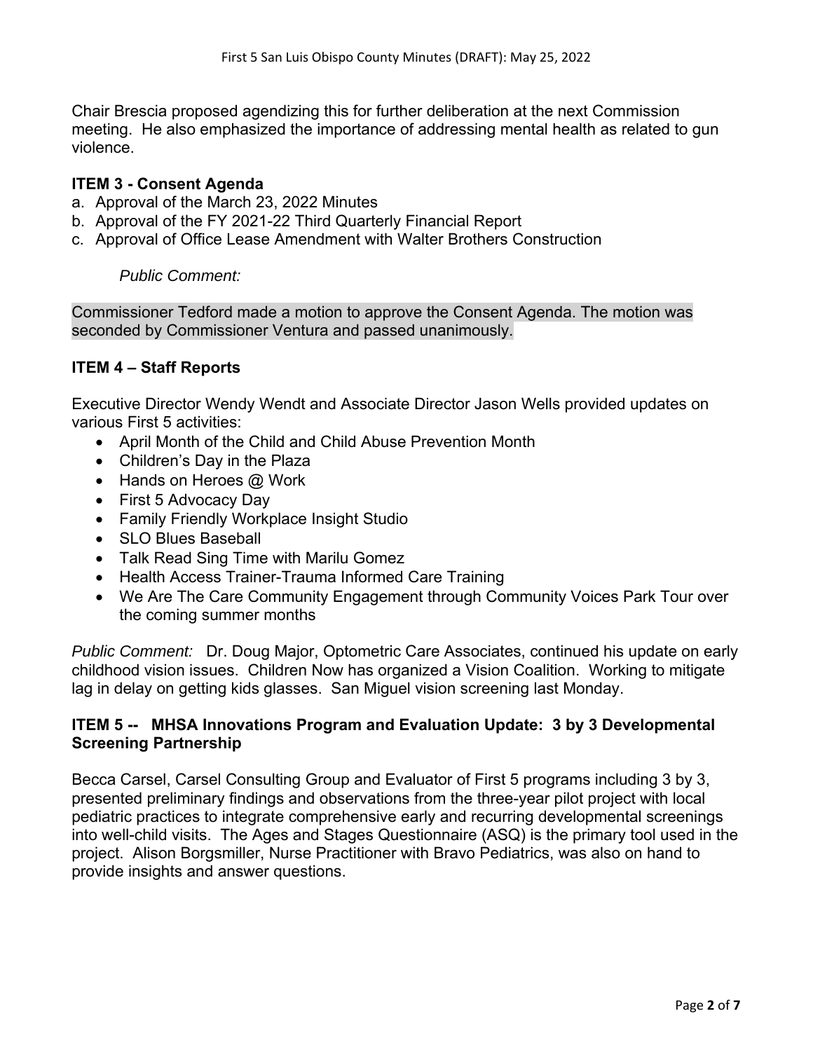Chair Brescia proposed agendizing this for further deliberation at the next Commission meeting. He also emphasized the importance of addressing mental health as related to gun violence.

**ITEM 3 - Consent Agenda**

a. Approval of the March 23, 2022 Minutes
b. Approval of the FY 2021-22 Third Quarterly Financial Report
c. Approval of Office Lease Amendment with Walter Brothers Construction

*Public Comment:*

Commissioner Tedford made a motion to approve the Consent Agenda. The motion was seconded by Commissioner Ventura and passed unanimously.

**ITEM 4 – Staff Reports**

Executive Director Wendy Wendt and Associate Director Jason Wells provided updates on various First 5 activities:

- April Month of the Child and Child Abuse Prevention Month
- Children's Day in the Plaza
- Hands on Heroes @ Work
- First 5 Advocacy Day
- Family Friendly Workplace Insight Studio
- SLO Blues Baseball
- Talk Read Sing Time with Marilu Gomez
- Health Access Trainer-Trauma Informed Care Training
- We Are The Care Community Engagement through Community Voices Park Tour over the coming summer months

*Public Comment:* Dr. Doug Major, Optometric Care Associates, continued his update on early childhood vision issues. Children Now has organized a Vision Coalition. Working to mitigate lag in delay on getting kids glasses. San Miguel vision screening last Monday.

**ITEM 5 -- MHSA Innovations Program and Evaluation Update: 3 by 3 Developmental Screening Partnership**

Becca Carsel, Carsel Consulting Group and Evaluator of First 5 programs including 3 by 3, presented preliminary findings and observations from the three-year pilot project with local pediatric practices to integrate comprehensive early and recurring developmental screenings into well-child visits. The Ages and Stages Questionnaire (ASQ) is the primary tool used in the project. Alison Borgsmiller, Nurse Practitioner with Bravo Pediatrics, was also on hand to provide insights and answer questions.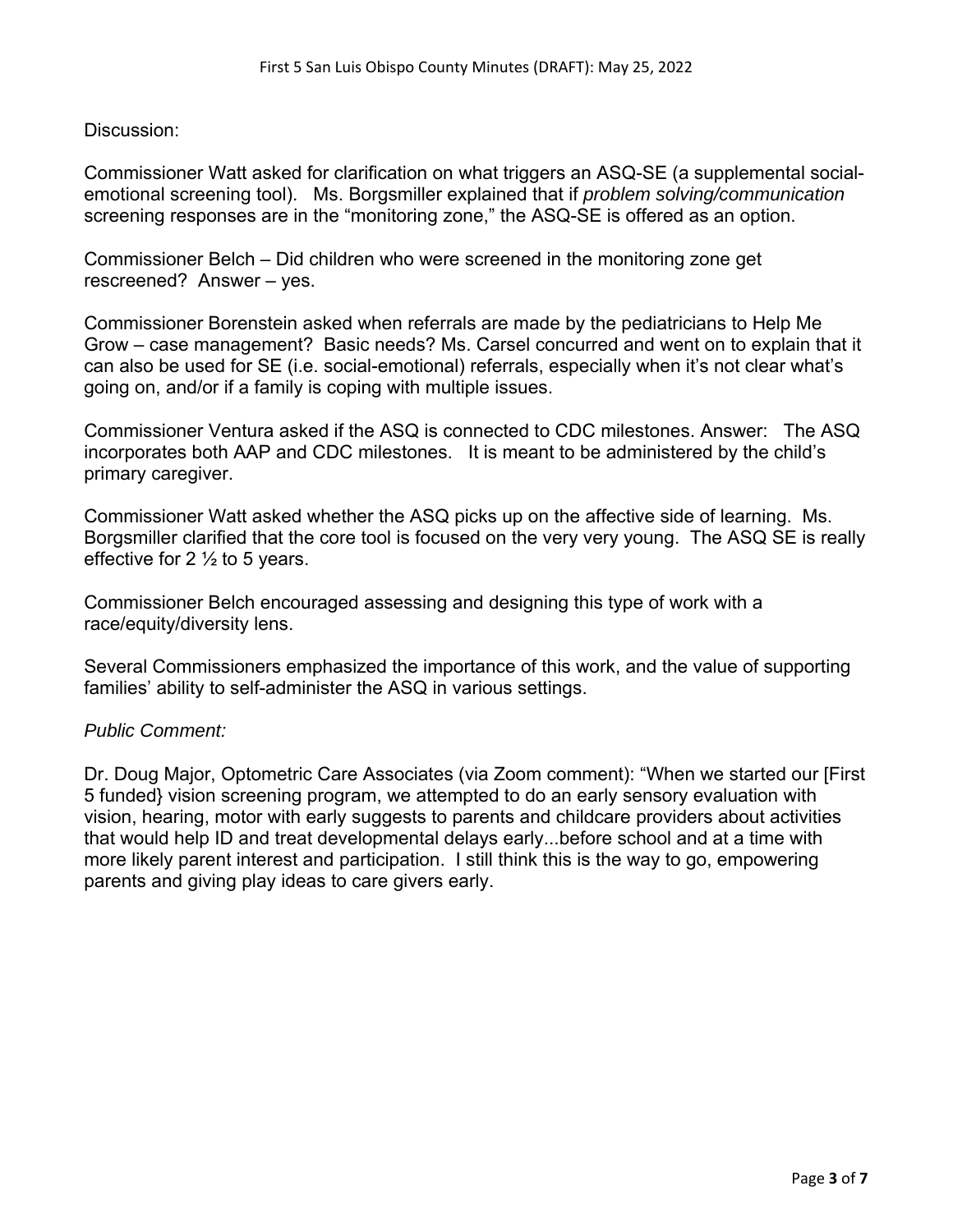Discussion:

Commissioner Watt asked for clarification on what triggers an ASQ-SE (a supplemental social-emotional screening tool). Ms. Borgsmiller explained that if *problem solving/communication* screening responses are in the "monitoring zone," the ASQ-SE is offered as an option.

Commissioner Belch – Did children who were screened in the monitoring zone get rescreened? Answer – yes.

Commissioner Borenstein asked when referrals are made by the pediatricians to Help Me Grow – case management? Basic needs? Ms. Carsel concurred and went on to explain that it can also be used for SE (i.e. social-emotional) referrals, especially when it's not clear what's going on, and/or if a family is coping with multiple issues.

Commissioner Ventura asked if the ASQ is connected to CDC milestones. Answer: The ASQ incorporates both AAP and CDC milestones. It is meant to be administered by the child's primary caregiver.

Commissioner Watt asked whether the ASQ picks up on the affective side of learning. Ms. Borgsmiller clarified that the core tool is focused on the very very young. The ASQ SE is really effective for 2 ½ to 5 years.

Commissioner Belch encouraged assessing and designing this type of work with a race/equity/diversity lens.

Several Commissioners emphasized the importance of this work, and the value of supporting families' ability to self-administer the ASQ in various settings.

*Public Comment:*

Dr. Doug Major, Optometric Care Associates (via Zoom comment): "When we started our [First 5 funded} vision screening program, we attempted to do an early sensory evaluation with vision, hearing, motor with early suggests to parents and childcare providers about activities that would help ID and treat developmental delays early...before school and at a time with more likely parent interest and participation. I still think this is the way to go, empowering parents and giving play ideas to care givers early.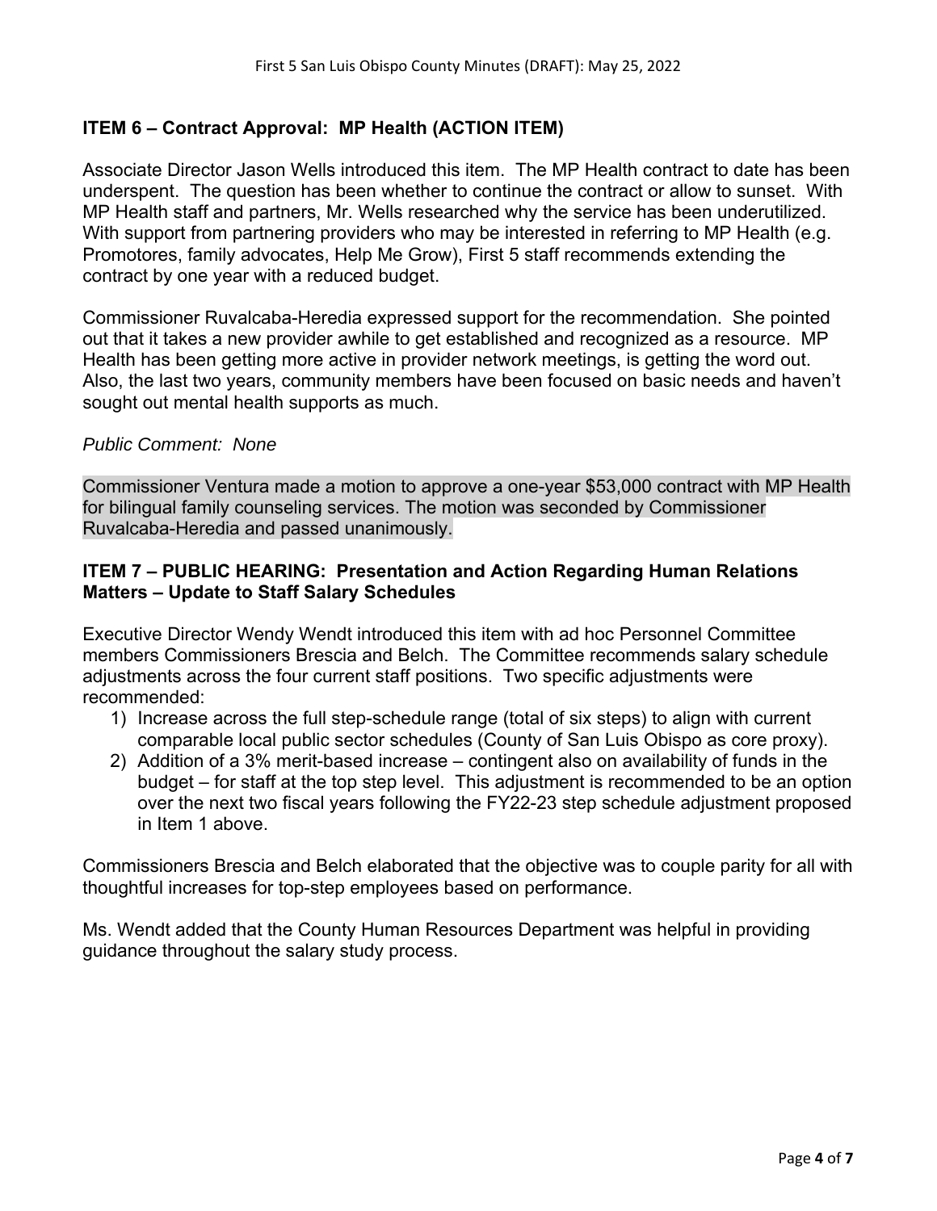### ITEM 6 – Contract Approval: MP Health (ACTION ITEM)

Associate Director Jason Wells introduced this item. The MP Health contract to date has been underspent. The question has been whether to continue the contract or allow to sunset. With MP Health staff and partners, Mr. Wells researched why the service has been underutilized. With support from partnering providers who may be interested in referring to MP Health (e.g. Promotores, family advocates, Help Me Grow), First 5 staff recommends extending the contract by one year with a reduced budget.

Commissioner Ruvalcaba-Heredia expressed support for the recommendation. She pointed out that it takes a new provider awhile to get established and recognized as a resource. MP Health has been getting more active in provider network meetings, is getting the word out. Also, the last two years, community members have been focused on basic needs and haven't sought out mental health supports as much.

*Public Comment: None*

Commissioner Ventura made a motion to approve a one-year $53,000 contract with MP Health for bilingual family counseling services. The motion was seconded by Commissioner Ruvalcaba-Heredia and passed unanimously.

### ITEM 7 – PUBLIC HEARING: Presentation and Action Regarding Human Relations Matters – Update to Staff Salary Schedules

Executive Director Wendy Wendt introduced this item with ad hoc Personnel Committee members Commissioners Brescia and Belch. The Committee recommends salary schedule adjustments across the four current staff positions. Two specific adjustments were recommended:

1) Increase across the full step-schedule range (total of six steps) to align with current comparable local public sector schedules (County of San Luis Obispo as core proxy).
2) Addition of a 3% merit-based increase – contingent also on availability of funds in the budget – for staff at the top step level. This adjustment is recommended to be an option over the next two fiscal years following the FY22-23 step schedule adjustment proposed in Item 1 above.

Commissioners Brescia and Belch elaborated that the objective was to couple parity for all with thoughtful increases for top-step employees based on performance.

Ms. Wendt added that the County Human Resources Department was helpful in providing guidance throughout the salary study process.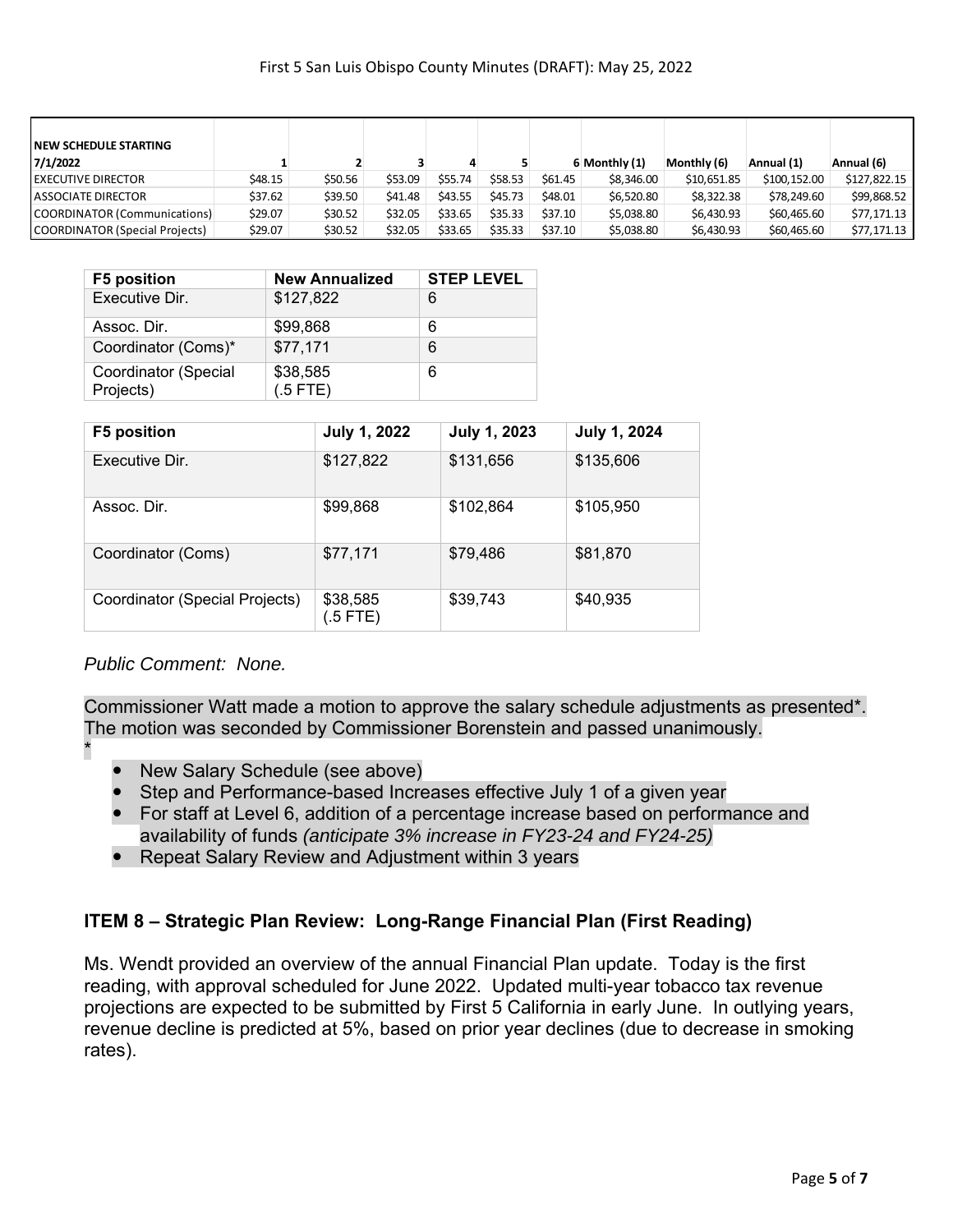| NEW SCHEDULE STARTING 7/1/2022 | 1 | 2 | 3 | 4 | 5 | 6 | Monthly (1) | Monthly (6) | Annual (1) | Annual (6) |
|---|---|---|---|---|---|---|---|---|---|---|
| EXECUTIVE DIRECTOR | $48.15 | $50.56 | $53.09 | $55.74 | $58.53 | $61.45 | $8,346.00 | $10,651.85 | $100,152.00 | $127,822.15 |
| ASSOCIATE DIRECTOR | $37.62 | $39.50 | $41.48 | $43.55 | $45.73 | $48.01 | $6,520.80 | $8,322.38 | $78,249.60 | $99,868.52 |
| COORDINATOR (Communications) | $29.07 | $30.52 | $32.05 | $33.65 | $35.33 | $37.10 | $5,038.80 | $6,430.93 | $60,465.60 | $77,171.13 |
| COORDINATOR (Special Projects) | $29.07 | $30.52 | $32.05 | $33.65 | $35.33 | $37.10 | $5,038.80 | $6,430.93 | $60,465.60 | $77,171.13 |

| F5 position | New Annualized | STEP LEVEL |
|---|---|---|
| Executive Dir. | $127,822 | 6 |
| Assoc. Dir. | $99,868 | 6 |
| Coordinator (Coms)* | $77,171 | 6 |
| Coordinator (Special Projects) | $38,585 (.5 FTE) | 6 |

| F5 position | July 1, 2022 | July 1, 2023 | July 1, 2024 |
|---|---|---|---|
| Executive Dir. | $127,822 | $131,656 | $135,606 |
| Assoc. Dir. | $99,868 | $102,864 | $105,950 |
| Coordinator (Coms) | $77,171 | $79,486 | $81,870 |
| Coordinator (Special Projects) | $38,585 (.5 FTE) | $39,743 | $40,935 |

*Public Comment: None.*

Commissioner Watt made a motion to approve the salary schedule adjustments as presented*. The motion was seconded by Commissioner Borenstein and passed unanimously.

*

- New Salary Schedule (see above)
- Step and Performance-based Increases effective July 1 of a given year
- For staff at Level 6, addition of a percentage increase based on performance and availability of funds *(anticipate 3% increase in FY23-24 and FY24-25)*
- Repeat Salary Review and Adjustment within 3 years

### ITEM 8 – Strategic Plan Review: Long-Range Financial Plan (First Reading)

Ms. Wendt provided an overview of the annual Financial Plan update. Today is the first reading, with approval scheduled for June 2022. Updated multi-year tobacco tax revenue projections are expected to be submitted by First 5 California in early June. In outlying years, revenue decline is predicted at 5%, based on prior year declines (due to decrease in smoking rates).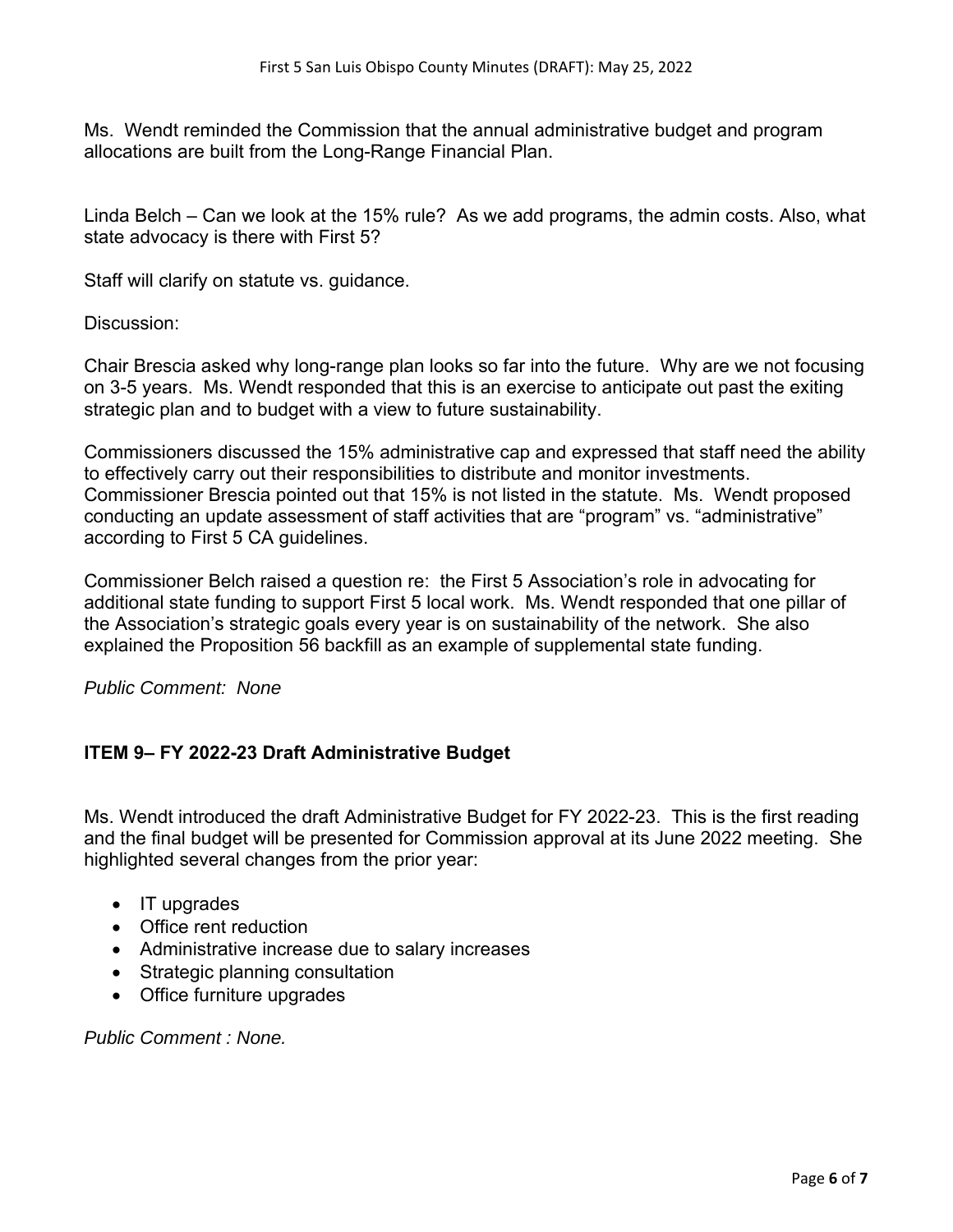Ms.  Wendt reminded the Commission that the annual administrative budget and program allocations are built from the Long-Range Financial Plan.

Linda Belch – Can we look at the 15% rule?  As we add programs, the admin costs. Also, what state advocacy is there with First 5?

Staff will clarify on statute vs. guidance.

Discussion:

Chair Brescia asked why long-range plan looks so far into the future.  Why are we not focusing on 3-5 years.  Ms. Wendt responded that this is an exercise to anticipate out past the exiting strategic plan and to budget with a view to future sustainability.

Commissioners discussed the 15% administrative cap and expressed that staff need the ability to effectively carry out their responsibilities to distribute and monitor investments. Commissioner Brescia pointed out that 15% is not listed in the statute.  Ms.  Wendt proposed conducting an update assessment of staff activities that are "program" vs. "administrative" according to First 5 CA guidelines.

Commissioner Belch raised a question re:  the First 5 Association's role in advocating for additional state funding to support First 5 local work.  Ms. Wendt responded that one pillar of the Association's strategic goals every year is on sustainability of the network.  She also explained the Proposition 56 backfill as an example of supplemental state funding.

*Public Comment:  None*

**ITEM 9– FY 2022-23 Draft Administrative Budget**

Ms. Wendt introduced the draft Administrative Budget for FY 2022-23.  This is the first reading and the final budget will be presented for Commission approval at its June 2022 meeting.  She highlighted several changes from the prior year:

- IT upgrades
- Office rent reduction
- Administrative increase due to salary increases
- Strategic planning consultation
- Office furniture upgrades

*Public Comment : None.*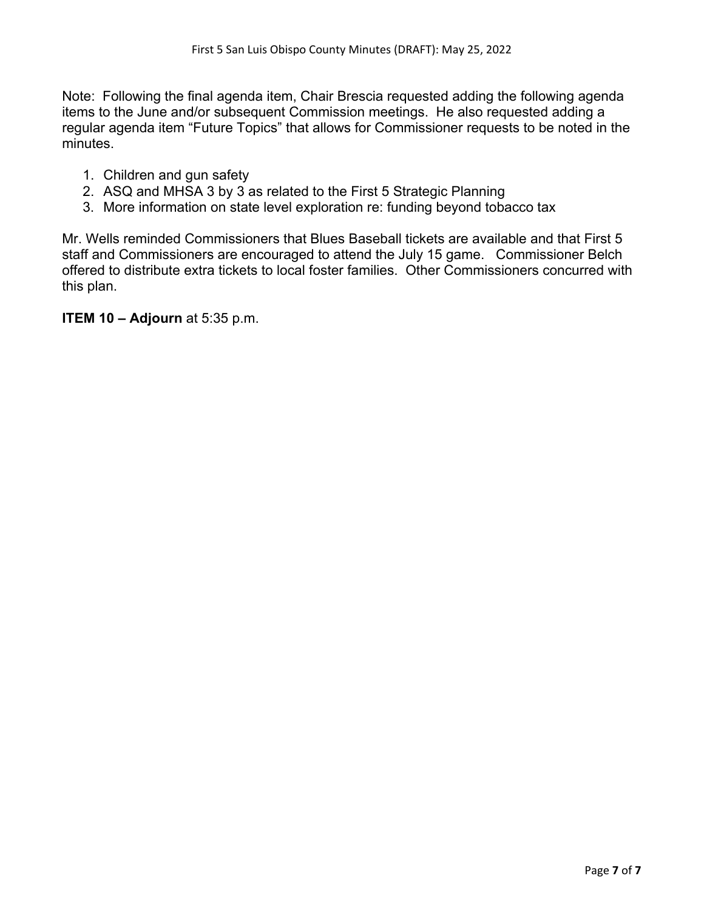Note: Following the final agenda item, Chair Brescia requested adding the following agenda items to the June and/or subsequent Commission meetings. He also requested adding a regular agenda item "Future Topics" that allows for Commissioner requests to be noted in the minutes.

1. Children and gun safety
2. ASQ and MHSA 3 by 3 as related to the First 5 Strategic Planning
3. More information on state level exploration re: funding beyond tobacco tax

Mr. Wells reminded Commissioners that Blues Baseball tickets are available and that First 5 staff and Commissioners are encouraged to attend the July 15 game. Commissioner Belch offered to distribute extra tickets to local foster families. Other Commissioners concurred with this plan.

**ITEM 10 – Adjourn** at 5:35 p.m.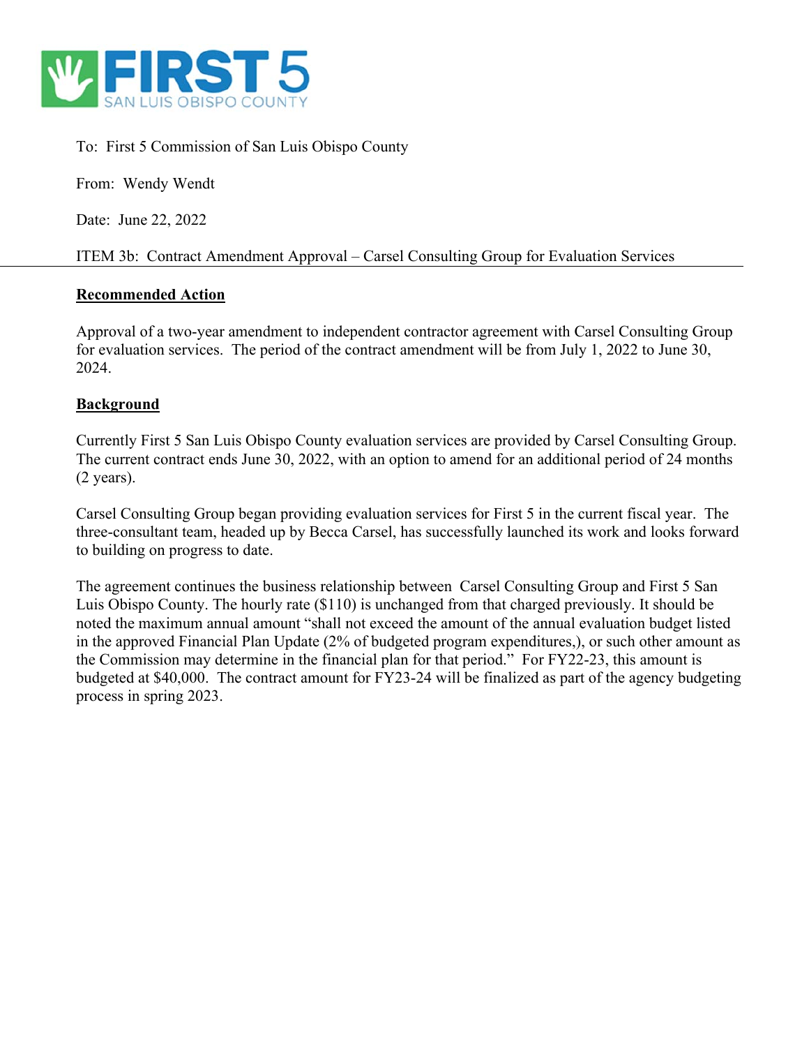FIRST 5 SAN LUIS OBISPO COUNTY

To: First 5 Commission of San Luis Obispo County

From: Wendy Wendt

Date: June 22, 2022

ITEM 3b: Contract Amendment Approval – Carsel Consulting Group for Evaluation Services

---

**Recommended Action**

Approval of a two-year amendment to independent contractor agreement with Carsel Consulting Group for evaluation services. The period of the contract amendment will be from July 1, 2022 to June 30, 2024.

**Background**

Currently First 5 San Luis Obispo County evaluation services are provided by Carsel Consulting Group. The current contract ends June 30, 2022, with an option to amend for an additional period of 24 months (2 years).

Carsel Consulting Group began providing evaluation services for First 5 in the current fiscal year. The three-consultant team, headed up by Becca Carsel, has successfully launched its work and looks forward to building on progress to date.

The agreement continues the business relationship between Carsel Consulting Group and First 5 San Luis Obispo County. The hourly rate ($110) is unchanged from that charged previously. It should be noted the maximum annual amount "shall not exceed the amount of the annual evaluation budget listed in the approved Financial Plan Update (2% of budgeted program expenditures,), or such other amount as the Commission may determine in the financial plan for that period." For FY22-23, this amount is budgeted at $40,000. The contract amount for FY23-24 will be finalized as part of the agency budgeting process in spring 2023.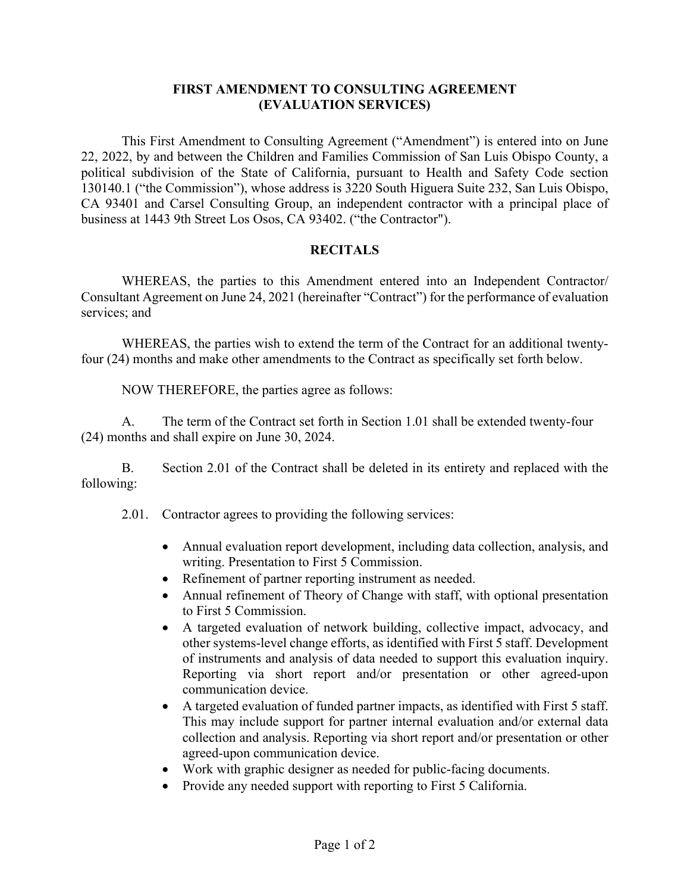# FIRST AMENDMENT TO CONSULTING AGREEMENT (EVALUATION SERVICES)

This First Amendment to Consulting Agreement ("Amendment") is entered into on June 22, 2022, by and between the Children and Families Commission of San Luis Obispo County, a political subdivision of the State of California, pursuant to Health and Safety Code section 130140.1 ("the Commission"), whose address is 3220 South Higuera Suite 232, San Luis Obispo, CA 93401 and Carsel Consulting Group, an independent contractor with a principal place of business at 1443 9th Street Los Osos, CA 93402. ("the Contractor").

## RECITALS

WHEREAS, the parties to this Amendment entered into an Independent Contractor/ Consultant Agreement on June 24, 2021 (hereinafter "Contract") for the performance of evaluation services; and

WHEREAS, the parties wish to extend the term of the Contract for an additional twenty-four (24) months and make other amendments to the Contract as specifically set forth below.

NOW THEREFORE, the parties agree as follows:

A. The term of the Contract set forth in Section 1.01 shall be extended twenty-four (24) months and shall expire on June 30, 2024.

B. Section 2.01 of the Contract shall be deleted in its entirety and replaced with the following:

2.01. Contractor agrees to providing the following services:

- Annual evaluation report development, including data collection, analysis, and writing. Presentation to First 5 Commission.
- Refinement of partner reporting instrument as needed.
- Annual refinement of Theory of Change with staff, with optional presentation to First 5 Commission.
- A targeted evaluation of network building, collective impact, advocacy, and other systems-level change efforts, as identified with First 5 staff. Development of instruments and analysis of data needed to support this evaluation inquiry. Reporting via short report and/or presentation or other agreed-upon communication device.
- A targeted evaluation of funded partner impacts, as identified with First 5 staff. This may include support for partner internal evaluation and/or external data collection and analysis. Reporting via short report and/or presentation or other agreed-upon communication device.
- Work with graphic designer as needed for public-facing documents.
- Provide any needed support with reporting to First 5 California.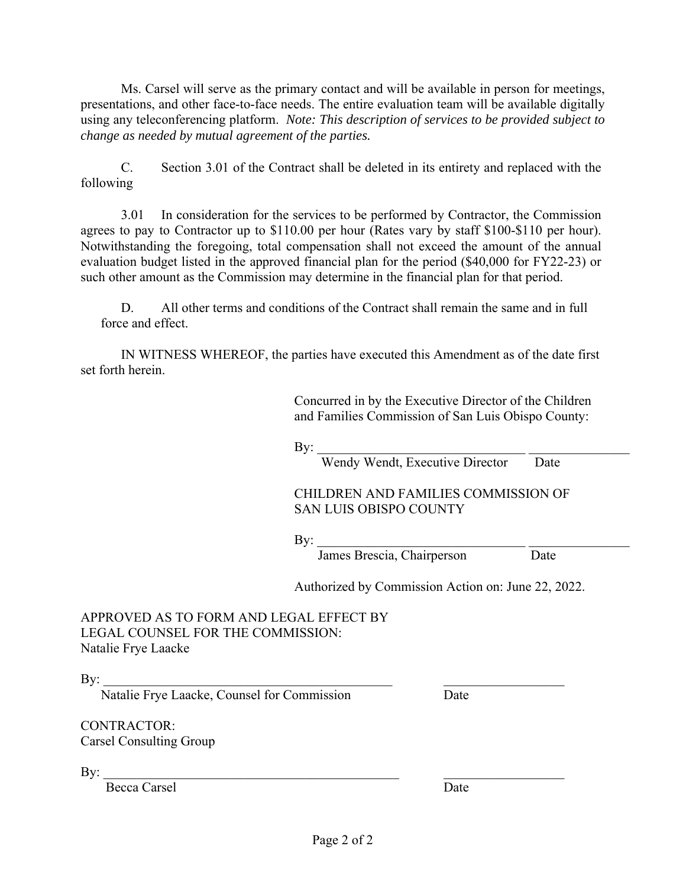Ms. Carsel will serve as the primary contact and will be available in person for meetings, presentations, and other face-to-face needs. The entire evaluation team will be available digitally using any teleconferencing platform. *Note: This description of services to be provided subject to change as needed by mutual agreement of the parties.*

C. Section 3.01 of the Contract shall be deleted in its entirety and replaced with the following

3.01 In consideration for the services to be performed by Contractor, the Commission agrees to pay to Contractor up to $110.00 per hour (Rates vary by staff $100-$110 per hour). Notwithstanding the foregoing, total compensation shall not exceed the amount of the annual evaluation budget listed in the approved financial plan for the period ($40,000 for FY22-23) or such other amount as the Commission may determine in the financial plan for that period.

D. All other terms and conditions of the Contract shall remain the same and in full force and effect.

IN WITNESS WHEREOF, the parties have executed this Amendment as of the date first set forth herein.

Concurred in by the Executive Director of the Children and Families Commission of San Luis Obispo County:

By: ______________________________ _______________
Wendy Wendt, Executive Director Date

CHILDREN AND FAMILIES COMMISSION OF SAN LUIS OBISPO COUNTY

By: ______________________________ _______________
James Brescia, Chairperson Date

Authorized by Commission Action on: June 22, 2022.

APPROVED AS TO FORM AND LEGAL EFFECT BY LEGAL COUNSEL FOR THE COMMISSION:
Natalie Frye Laacke

By: ____________________________________________ __________________
Natalie Frye Laacke, Counsel for Commission Date

CONTRACTOR:
Carsel Consulting Group

By: ____________________________________________ __________________
Becca Carsel Date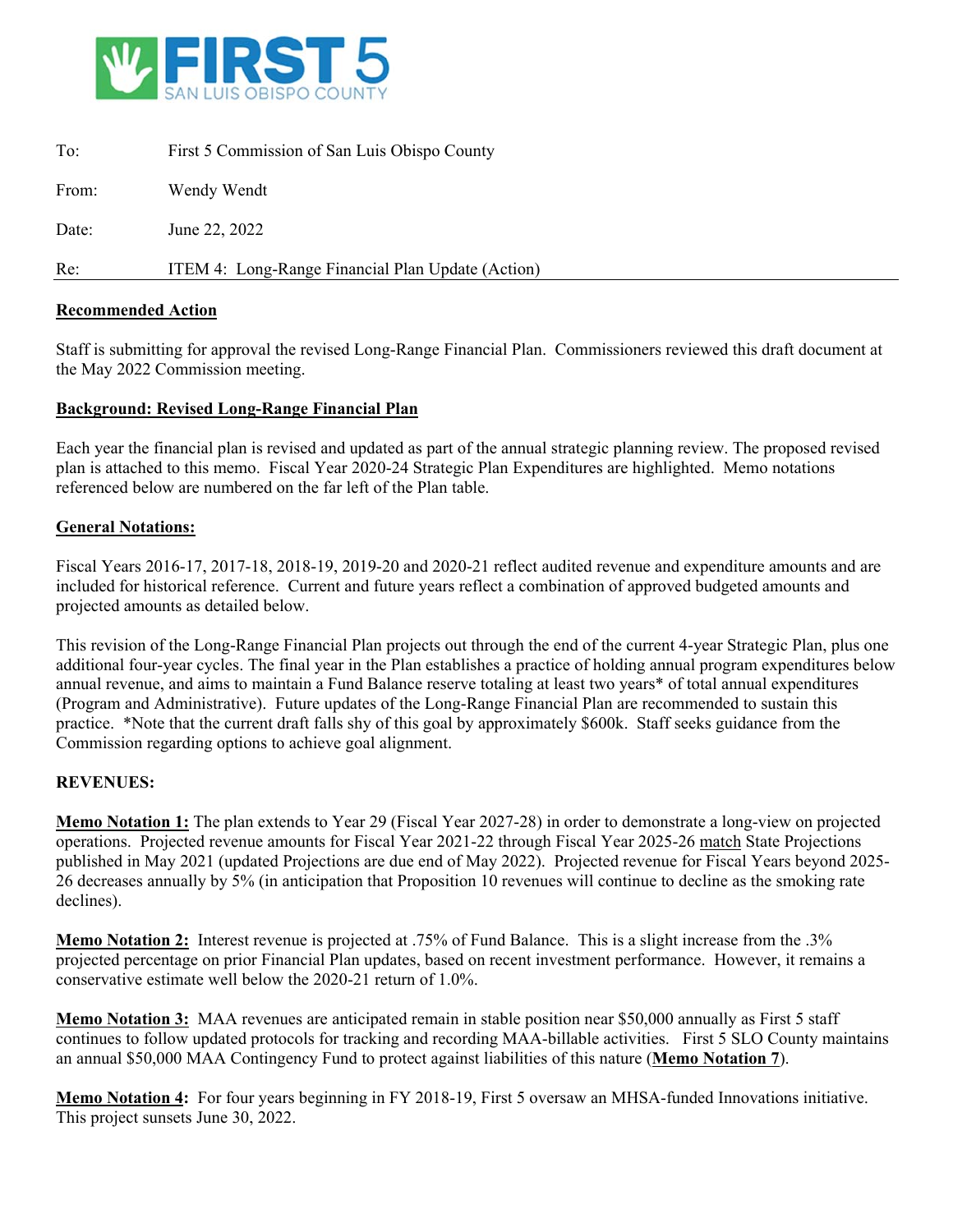FIRST 5
SAN LUIS OBISPO COUNTY

| | |
|---|---|
| To: | First 5 Commission of San Luis Obispo County |
| From: | Wendy Wendt |
| Date: | June 22, 2022 |
| Re: | ITEM 4: Long-Range Financial Plan Update (Action) |

**Recommended Action**

Staff is submitting for approval the revised Long-Range Financial Plan. Commissioners reviewed this draft document at the May 2022 Commission meeting.

**Background: Revised Long-Range Financial Plan**

Each year the financial plan is revised and updated as part of the annual strategic planning review. The proposed revised plan is attached to this memo. Fiscal Year 2020-24 Strategic Plan Expenditures are highlighted. Memo notations referenced below are numbered on the far left of the Plan table.

**General Notations:**

Fiscal Years 2016-17, 2017-18, 2018-19, 2019-20 and 2020-21 reflect audited revenue and expenditure amounts and are included for historical reference. Current and future years reflect a combination of approved budgeted amounts and projected amounts as detailed below.

This revision of the Long-Range Financial Plan projects out through the end of the current 4-year Strategic Plan, plus one additional four-year cycles. The final year in the Plan establishes a practice of holding annual program expenditures below annual revenue, and aims to maintain a Fund Balance reserve totaling at least two years* of total annual expenditures (Program and Administrative). Future updates of the Long-Range Financial Plan are recommended to sustain this practice. *Note that the current draft falls shy of this goal by approximately $600k. Staff seeks guidance from the Commission regarding options to achieve goal alignment.

**REVENUES:**

**Memo Notation 1:** The plan extends to Year 29 (Fiscal Year 2027-28) in order to demonstrate a long-view on projected operations. Projected revenue amounts for Fiscal Year 2021-22 through Fiscal Year 2025-26 match State Projections published in May 2021 (updated Projections are due end of May 2022). Projected revenue for Fiscal Years beyond 2025-26 decreases annually by 5% (in anticipation that Proposition 10 revenues will continue to decline as the smoking rate declines).

**Memo Notation 2:** Interest revenue is projected at .75% of Fund Balance. This is a slight increase from the .3% projected percentage on prior Financial Plan updates, based on recent investment performance. However, it remains a conservative estimate well below the 2020-21 return of 1.0%.

**Memo Notation 3:** MAA revenues are anticipated remain in stable position near $50,000 annually as First 5 staff continues to follow updated protocols for tracking and recording MAA-billable activities. First 5 SLO County maintains an annual $50,000 MAA Contingency Fund to protect against liabilities of this nature (**Memo Notation 7**).

**Memo Notation 4:** For four years beginning in FY 2018-19, First 5 oversaw an MHSA-funded Innovations initiative. This project sunsets June 30, 2022.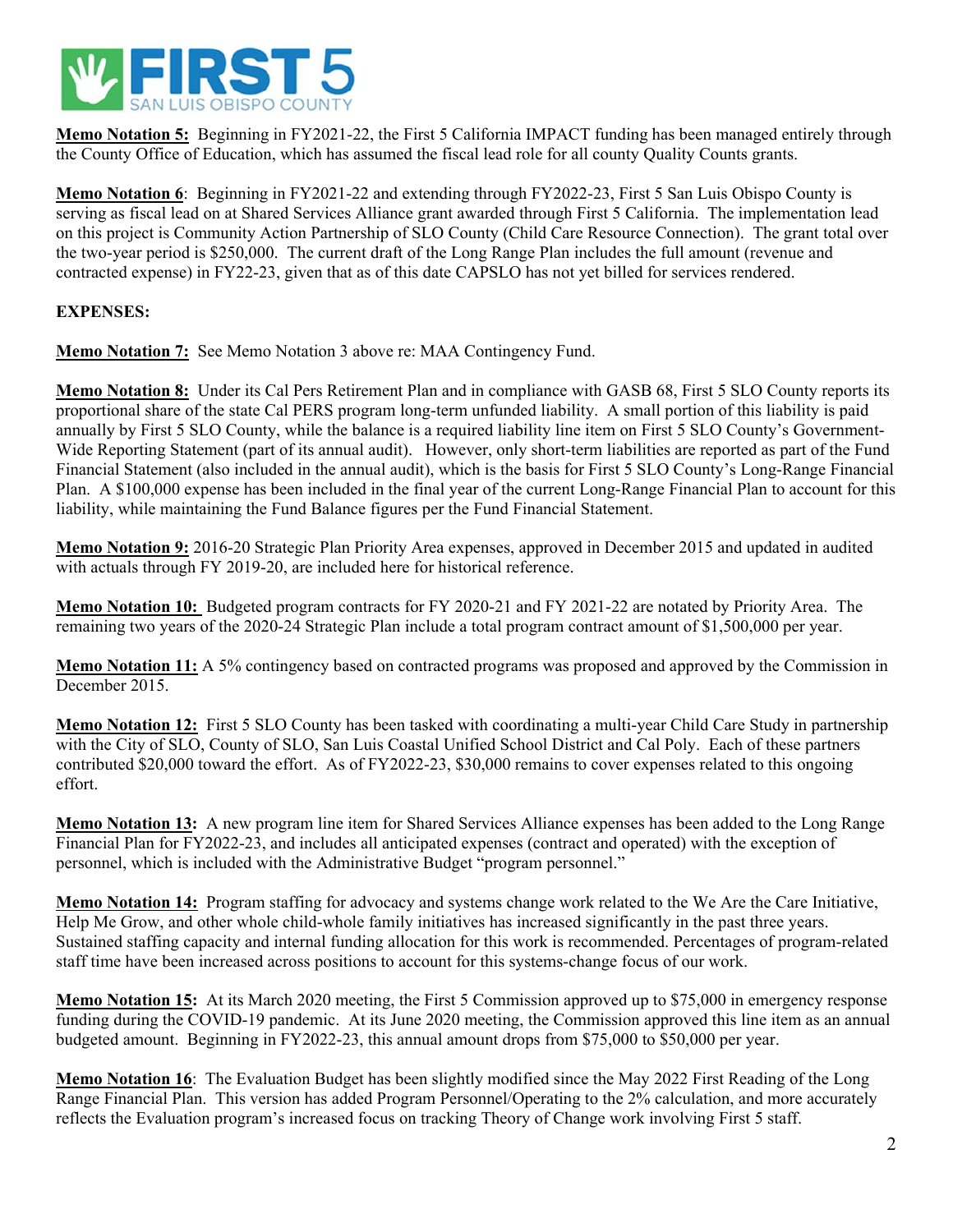**Memo Notation 5:** Beginning in FY2021-22, the First 5 California IMPACT funding has been managed entirely through the County Office of Education, which has assumed the fiscal lead role for all county Quality Counts grants.

**Memo Notation 6**: Beginning in FY2021-22 and extending through FY2022-23, First 5 San Luis Obispo County is serving as fiscal lead on at Shared Services Alliance grant awarded through First 5 California. The implementation lead on this project is Community Action Partnership of SLO County (Child Care Resource Connection). The grant total over the two-year period is $250,000. The current draft of the Long Range Plan includes the full amount (revenue and contracted expense) in FY22-23, given that as of this date CAPSLO has not yet billed for services rendered.

**EXPENSES:**

**Memo Notation 7:** See Memo Notation 3 above re: MAA Contingency Fund.

**Memo Notation 8:** Under its Cal Pers Retirement Plan and in compliance with GASB 68, First 5 SLO County reports its proportional share of the state Cal PERS program long-term unfunded liability. A small portion of this liability is paid annually by First 5 SLO County, while the balance is a required liability line item on First 5 SLO County's Government-Wide Reporting Statement (part of its annual audit). However, only short-term liabilities are reported as part of the Fund Financial Statement (also included in the annual audit), which is the basis for First 5 SLO County's Long-Range Financial Plan. A $100,000 expense has been included in the final year of the current Long-Range Financial Plan to account for this liability, while maintaining the Fund Balance figures per the Fund Financial Statement.

**Memo Notation 9:** 2016-20 Strategic Plan Priority Area expenses, approved in December 2015 and updated in audited with actuals through FY 2019-20, are included here for historical reference.

**Memo Notation 10:** Budgeted program contracts for FY 2020-21 and FY 2021-22 are notated by Priority Area. The remaining two years of the 2020-24 Strategic Plan include a total program contract amount of $1,500,000 per year.

**Memo Notation 11:** A 5% contingency based on contracted programs was proposed and approved by the Commission in December 2015.

**Memo Notation 12:** First 5 SLO County has been tasked with coordinating a multi-year Child Care Study in partnership with the City of SLO, County of SLO, San Luis Coastal Unified School District and Cal Poly. Each of these partners contributed $20,000 toward the effort. As of FY2022-23, $30,000 remains to cover expenses related to this ongoing effort.

**Memo Notation 13:** A new program line item for Shared Services Alliance expenses has been added to the Long Range Financial Plan for FY2022-23, and includes all anticipated expenses (contract and operated) with the exception of personnel, which is included with the Administrative Budget "program personnel."

**Memo Notation 14:** Program staffing for advocacy and systems change work related to the We Are the Care Initiative, Help Me Grow, and other whole child-whole family initiatives has increased significantly in the past three years. Sustained staffing capacity and internal funding allocation for this work is recommended. Percentages of program-related staff time have been increased across positions to account for this systems-change focus of our work.

**Memo Notation 15:** At its March 2020 meeting, the First 5 Commission approved up to $75,000 in emergency response funding during the COVID-19 pandemic. At its June 2020 meeting, the Commission approved this line item as an annual budgeted amount. Beginning in FY2022-23, this annual amount drops from $75,000 to $50,000 per year.

**Memo Notation 16**: The Evaluation Budget has been slightly modified since the May 2022 First Reading of the Long Range Financial Plan. This version has added Program Personnel/Operating to the 2% calculation, and more accurately reflects the Evaluation program's increased focus on tracking Theory of Change work involving First 5 staff.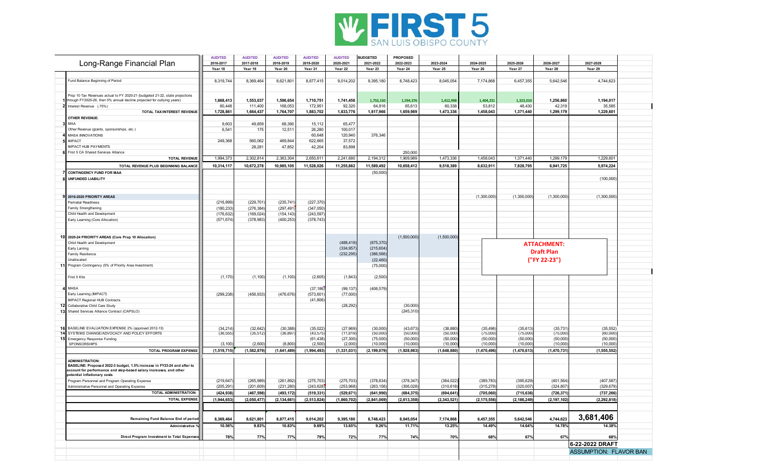# FIRST 5 SAN LUIS OBISPO COUNTY

| | Long-Range Financial Plan | AUDITED 2016-2017 Year 18 | AUDITED 2017-2018 Year 19 | AUDITED 2018-2019 Year 20 | AUDITED 2019-2020 Year 21 | AUDITED 2020-2021 Year 22 | BUDGETED 2021-2022 Year 23 | PROPOSED 2022-2023 Year 24 | 2023-2024 Year 25 | 2024-2025 Year 26 | 2025-2026 Year 27 | 2026-2027 Year 28 | 2027-2028 Year 29 |
|---|---|---|---|---|---|---|---|---|---|---|---|---|---|
| | Fund Balance Beginning of Period | 8,319,744 | 8,369,464 | 8,621,801 | 8,877,415 | 9,014,202 | 9,395,180 | 8,748,423 | 8,045,054 | 7,174,868 | 6,457,355 | 5,642,546 | 4,744,623 |
| 1 | Prop 10 Tax Revenues actual to FY 2020-21 (budgeted 21-22, state projections through FY2025-26, then 5% annual decline projected for outlying years) | 1,668,413 | 1,553,037 | 1,596,654 | 1,710,751 | 1,741,456 | 1,753,150 | 1,594,376 | 1,412,998 | 1,404,231 | 1,323,010 | 1,256,860 | 1,194,017 |
| 2 | Interest Revenue (.75%) | 60,448 | 111,400 | 168,053 | 172,951 | 92,320 | 64,816 | 65,613 | 60,338 | 53,812 | 48,430 | 42,319 | 35,585 |
| | TOTAL TAX/INTEREST REVENUE | 1,728,861 | 1,664,437 | 1,764,707 | 1,883,702 | 1,833,776 | 1,817,966 | 1,659,989 | 1,473,336 | 1,458,043 | 1,371,440 | 1,299,179 | 1,229,601 |
| | **OTHER REVENUE:** | | | | | | | | | | | | |
| 3 | MAA | 9,603 | 49,859 | 68,390 | 15,112 | 65,477 | | | | | | | |
| | Other Revenue (grants, sponsorships, etc.) | 6,541 | 175 | 12,511 | 26,280 | 100,017 | | | | | | | |
| 4 | MHSA INNOVATIONS | | | | 60,648 | 120,940 | 376,346 | | | | | | |
| 5 | IMPACT | 249,368 | 560,062 | 469,844 | 622,665 | 37,572 | | | | | | | |
| | IMPACT HUB PAYMENTS | | 28,281 | 47,852 | 42,204 | 83,898 | | | | | | | |
| 6 | First 5 CA Shared Services Alliance | | | | | | | 250,000 | | | | | |
| | TOTAL REVENUE | 1,994,373 | 2,302,814 | 2,363,304 | 2,650,611 | 2,241,680 | 2,194,312 | 1,909,989 | 1,473,336 | 1,458,043 | 1,371,440 | 1,299,179 | 1,229,601 |
| | TOTAL REVENUE PLUS BEGINNING BALANCE | 10,314,117 | 10,672,278 | 10,985,105 | 11,528,026 | 11,255,882 | 11,589,492 | 10,658,412 | 9,518,389 | 8,632,911 | 7,828,795 | 6,941,725 | 5,974,224 |
| 7 | CONTINGENCY FUND FOR MAA | | | | | | (50,000) | | | | | | |
| 8 | UNFUNDED LIABILITY | | | | | | | | | | | | (100,000) |
| 9 | 2016-2020 PRIORITY AREAS | | | | | | | | | (1,300,000) | (1,300,000) | (1,300,000) | (1,300,000) |
| | Perinatal Readiness | (216,899) | (229,701) | (235,741) | (227,370) | | | | | | | | |
| | Family Strengthening | (180,233) | (276,384) | (297,491) | (347,050) | | | | | | | | |
| | Child Health and Development | (176,632) | (169,024) | (154,143) | (243,597) | | | | | | | | |
| | Early Learning (Core Allocation) | (571,674) | (378,983) | (400,253) | (378,743) | | | | | | | | |
| 10 | 2020-24 PRIORITY AREAS (Core Prop 10 Allocation) | | | | | | | (1,500,000) | (1,500,000) | | | | |
| | Child Health and Development | | | | | (488,419) | (875,370) | | | | | | |
| | Early Larning | | | | | (334,957) | (215,604) | | | | | | |
| | Family Resilience | | | | | (232,295) | (386,566) | | | | | | |
| | Unallocated | | | | | | (22,460) | | | | | | |
| 11 | Program Contingency (5% of Priority Area Investment) | | | | | | (75,000) | | | | | | |
| | First 5 Kits | (1,170) | (1,100) | (1,100) | (2,605) | (1,843) | (2,500) | | | | | | |
| 4 | MHSA | | | | (37,186) | (99,137) | (406,579) | | | | | | |
| | Early Learning (IMPACT) | (299,238) | (456,933) | (476,676) | (573,601) | (77,000) | | | | | | | |
| | IMPACT Regional HUB Contracts | | | | (41,806) | | | | | | | | |
| 12 | Collaborative Child Care Study | | | | | (28,292) | | (30,000) | | | | | |
| 13 | Shared Services Alliance Contract (CAPSLO) | | | | | | | (245,310) | | | | | |
| 16 | BASELINE EVALUATION EXPENSE 2% (approved 2012-13) | (34,214) | (32,642) | (30,388) | (35,022) | (27,969) | (30,000) | (43,673) | (38,880) | (35,496) | (35,613) | (35,731) | (35,552) |
| 14 | SYSTEMS CHANGE/ADVOCACY AND POLICY EFFORTS | (36,555) | (35,512) | (36,897) | (43,575) | (11,819) | (50,000) | (50,000) | (50,000) | (75,000) | (75,000) | (75,000) | (60,000) |
| 15 | Emergency Response Funding | | | | (61,438) | (27,300) | (75,000) | (50,000) | (50,000) | (50,000) | (50,000) | (50,000) | (50,000) |
| | SPONSORSHIPS | (3,100) | (2,600) | (8,800) | (2,500) | (2,000) | (10,000) | (10,000) | (10,000) | (10,000) | (10,000) | (10,000) | (10,000) |
| | TOTAL PROGRAM EXPENSE | (1,519,715) | (1,582,879) | (1,641,489) | (1,994,493) | (1,331,031) | (2,199,079) | (1,928,983) | (1,648,880) | (1,470,496) | (1,470,613) | (1,470,731) | (1,555,552) |
| | **ADMINISTRATION:** **BASELINE: Proposed 2022-3 budget, 1.5% increase in FY23-24 and after to account for performance and step-based salary increases, and other potential inflationary costs** | | | | | | | | | | | | |
| | Program Personnel and Program Operating Expense | (219,647) | (265,989) | (261,892) | (275,703) | (275,703) | (378,834) | (378,347) | (384,022) | (389,783) | (395,629) | (401,564) | (407,587) |
| | Administrative Personnel and Operating Expense | (205,291) | (201,609) | (231,280) | (243,628) | (253,968) | (263,156) | (306,028) | (310,618) | (315,278) | (320,007) | (324,807) | (329,679) |
| | TOTAL ADMINISTRATION: | (424,938) | (467,598) | (493,172) | (519,331) | (529,671) | (641,990) | (684,375) | (694,641) | (705,060) | (715,636) | (726,371) | (737,266) |
| | TOTAL EXPENSE | (1,944,653) | (2,050,477) | (2,134,661) | (2,513,824) | (1,860,702) | (2,841,069) | (2,613,358) | (2,343,521) | (2,175,556) | (2,186,249) | (2,197,102) | (2,292,818) |
| | Remaining Fund Balance End of period | 8,369,464 | 8,621,801 | 8,877,415 | 9,014,202 | 9,395,180 | 8,748,423 | 8,045,054 | 7,174,868 | 6,457,355 | 5,642,546 | 4,744,623 | 3,681,406 |
| | Administrative % | 10.56% | 9.83% | 10.83% | 9.69% | 13.65% | 9.26% | 11.71% | 13.25% | 14.49% | 14.64% | 14.78% | 14.38% |
| | Direct Program Investment to Total Expenses | 78% | 77% | 77% | 79% | 72% | 77% | 74% | 70% | 68% | 67% | 67% | 68% |

**ATTACHMENT: Draft Plan ("FY 22-23")**

**6-22-2022 DRAFT**

ASSUMPTION: FLAVOR BAN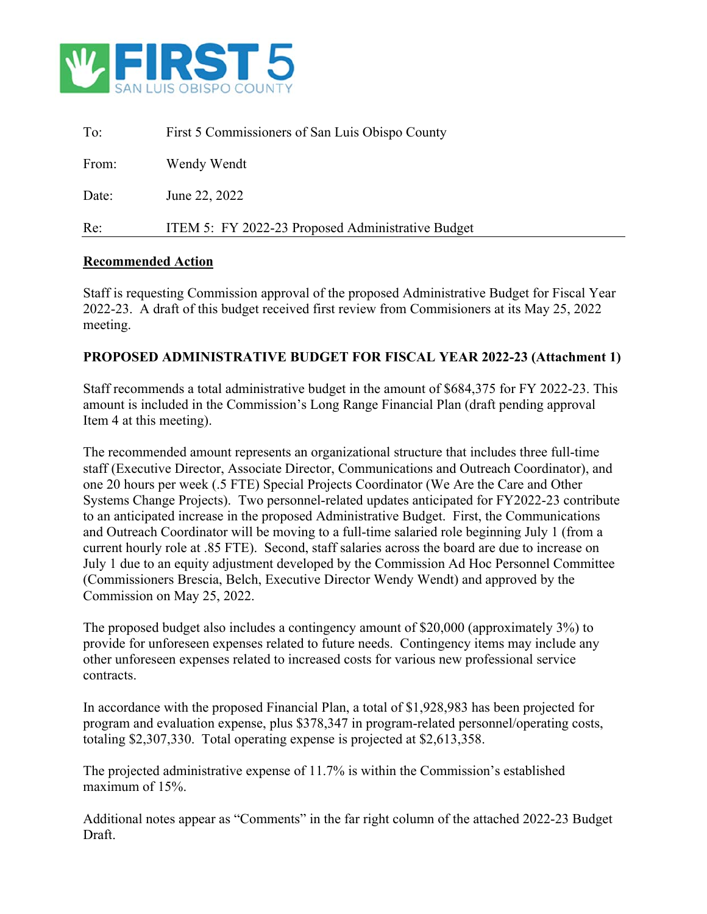# FIRST 5 SAN LUIS OBISPO COUNTY

| | |
|---|---|
| To: | First 5 Commissioners of San Luis Obispo County |
| From: | Wendy Wendt |
| Date: | June 22, 2022 |
| Re: | ITEM 5: FY 2022-23 Proposed Administrative Budget |

**Recommended Action**

Staff is requesting Commission approval of the proposed Administrative Budget for Fiscal Year 2022-23. A draft of this budget received first review from Commisioners at its May 25, 2022 meeting.

**PROPOSED ADMINISTRATIVE BUDGET FOR FISCAL YEAR 2022-23 (Attachment 1)**

Staff recommends a total administrative budget in the amount of $684,375 for FY 2022-23. This amount is included in the Commission's Long Range Financial Plan (draft pending approval Item 4 at this meeting).

The recommended amount represents an organizational structure that includes three full-time staff (Executive Director, Associate Director, Communications and Outreach Coordinator), and one 20 hours per week (.5 FTE) Special Projects Coordinator (We Are the Care and Other Systems Change Projects). Two personnel-related updates anticipated for FY2022-23 contribute to an anticipated increase in the proposed Administrative Budget. First, the Communications and Outreach Coordinator will be moving to a full-time salaried role beginning July 1 (from a current hourly role at .85 FTE). Second, staff salaries across the board are due to increase on July 1 due to an equity adjustment developed by the Commission Ad Hoc Personnel Committee (Commissioners Brescia, Belch, Executive Director Wendy Wendt) and approved by the Commission on May 25, 2022.

The proposed budget also includes a contingency amount of $20,000 (approximately 3%) to provide for unforeseen expenses related to future needs. Contingency items may include any other unforeseen expenses related to increased costs for various new professional service contracts.

In accordance with the proposed Financial Plan, a total of $1,928,983 has been projected for program and evaluation expense, plus $378,347 in program-related personnel/operating costs, totaling $2,307,330. Total operating expense is projected at $2,613,358.

The projected administrative expense of 11.7% is within the Commission's established maximum of 15%.

Additional notes appear as "Comments" in the far right column of the attached 2022-23 Budget Draft.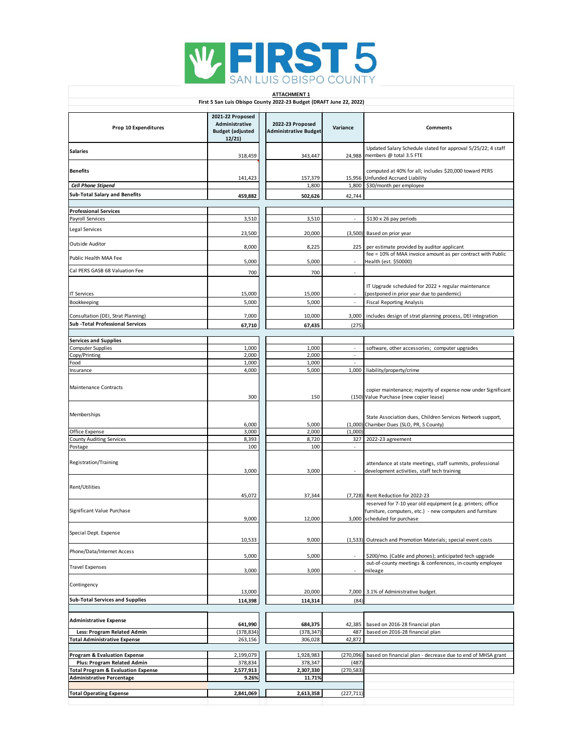**FIRST 5 SAN LUIS OBISPO COUNTY**

**ATTACHMENT 1**

**First 5 San Luis Obispo County 2022-23 Budget (DRAFT June 22, 2022)**

| Prop 10 Expenditures | 2021-22 Proposed Administrative Budget (adjusted 12/21) | 2022-23 Proposed Administrative Budget | Variance | Comments |
|---|---|---|---|---|
| **Salaries** | 318,459 | 343,447 | 24,988 | Updated Salary Schedule slated for approval 5/25/22; 4 staff members @ total 3.5 FTE |
| **Benefits** | 141,423 | 157,379 | 15,956 | computed at 40% for all; includes $20,000 toward PERS Unfunded Accrued Liability |
| ***Cell Phone Stipend*** | | 1,800 | 1,800 | $30/month per employee |
| **Sub-Total Salary and Benefits** | **459,882** | **502,626** | 42,744 | |
| | | | | |
| **Professional Services** | | | | |
| Payroll Services | 3,510 | 3,510 | - | $130 x 26 pay periods |
| Legal Services | 23,500 | 20,000 | (3,500) | Based on prior year |
| Outside Auditor | 8,000 | 8,225 | 225 | per estimate provided by auditor applicant |
| Public Health MAA Fee | 5,000 | 5,000 | - | fee = 10% of MAA invoice amount as per contract with Public Health (est. $50000) |
| Cal PERS GASB 68 Valuation Fee | 700 | 700 | - | |
| IT Services | 15,000 | 15,000 | - | IT Upgrade scheduled for 2022 + regular maintenance (postponed in prior year due to pandemic) |
| Bookkeeping | 5,000 | 5,000 | - | Fiscal Reporting Analysis |
| Consultation (DEI, Strat Planning) | 7,000 | 10,000 | 3,000 | includes design of strat planning process, DEI integration |
| **Sub -Total Professional Services** | **67,710** | **67,435** | (275) | |
| | | | | |
| **Services and Supplies** | | | | |
| Computer Supplies | 1,000 | 1,000 | - | software, other accessories; computer upgrades |
| Copy/Printing | 2,000 | 2,000 | - | |
| Food | 1,000 | 1,000 | - | |
| Insurance | 4,000 | 5,000 | 1,000 | liability/property/crime |
| Maintenance Contracts | 300 | 150 | (150) | copier maintenance; majority of expense now under Significant Value Purchase (new copier lease) |
| Memberships | 6,000 | 5,000 | (1,000) | State Association dues, Children Services Network support, Chamber Dues (SLO, PR, S County) |
| Office Expense | 3,000 | 2,000 | (1,000) | |
| County Auditing Services | 8,393 | 8,720 | 327 | 2022-23 agreement |
| Postage | 100 | 100 | - | |
| Registration/Training | 3,000 | 3,000 | - | attendance at state meetings, staff summits, professional development activities, staff tech training |
| Rent/Utilities | 45,072 | 37,344 | (7,728) | Rent Reduction for 2022-23 |
| Significant Value Purchase | 9,000 | 12,000 | 3,000 | reserved for 7-10 year old equipment (e.g. printers; office furniture, computers, etc.) - new computers and furniture scheduled for purchase |
| Special Dept. Expense | 10,533 | 9,000 | (1,533) | Outreach and Promotion Materials; special event costs |
| Phone/Data/Internet Access | 5,000 | 5,000 | - | $200/mo. (Cable and phones); anticipated tech upgrade |
| Travel Expenses | 3,000 | 3,000 | - | out-of-county meetings & conferences, in-county employee mileage |
| Contingency | 13,000 | 20,000 | 7,000 | 3.1% of Administrative budget. |
| **Sub-Total Services and Supplies** | **114,398** | **114,314** | (84) | |
| | | | | |
| **Administrative Expense** | **641,990** | **684,375** | 42,385 | based on 2016-28 financial plan |
| **Less: Program Related Admin** | (378,834) | (378,347) | 487 | based on 2016-28 financial plan |
| **Total Administrative Expense** | 263,156 | 306,028 | 42,872 | |
| | | | | |
| **Program & Evaluation Expense** | 2,199,079 | 1,928,983 | (270,096) | based on financial plan - decrease due to end of MHSA grant |
| **Plus: Program Related Admin** | 378,834 | 378,347 | (487) | |
| **Total Program & Evaluation Expense** | **2,577,913** | **2,307,330** | (270,583) | |
| **Administrative Percentage** | **9.26%** | **11.71%** | | |
| | | | | |
| **Total Operating Expense** | **2,841,069** | **2,613,358** | (227,711) | |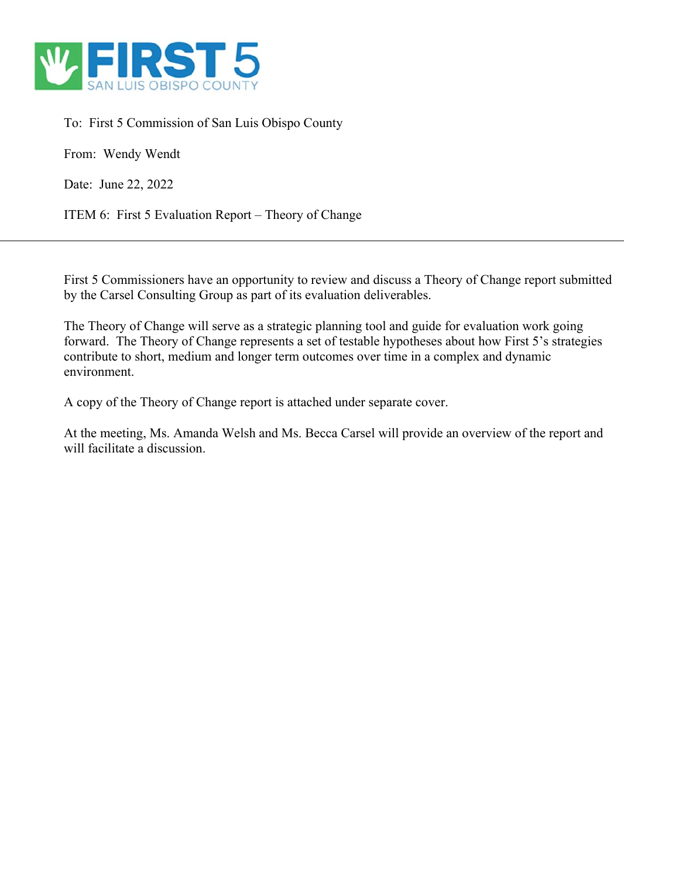FIRST 5
SAN LUIS OBISPO COUNTY

To: First 5 Commission of San Luis Obispo County

From: Wendy Wendt

Date: June 22, 2022

ITEM 6: First 5 Evaluation Report – Theory of Change

---

First 5 Commissioners have an opportunity to review and discuss a Theory of Change report submitted by the Carsel Consulting Group as part of its evaluation deliverables.

The Theory of Change will serve as a strategic planning tool and guide for evaluation work going forward. The Theory of Change represents a set of testable hypotheses about how First 5's strategies contribute to short, medium and longer term outcomes over time in a complex and dynamic environment.

A copy of the Theory of Change report is attached under separate cover.

At the meeting, Ms. Amanda Welsh and Ms. Becca Carsel will provide an overview of the report and will facilitate a discussion.